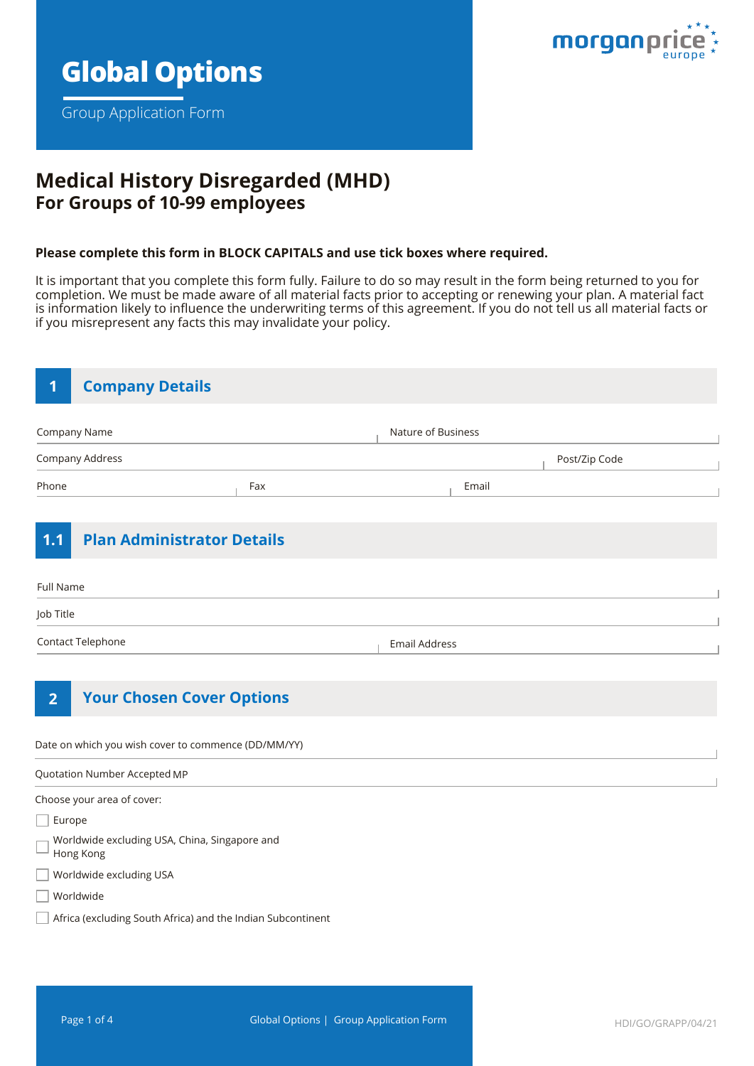# Global Options

Group Application Form

morganprice europe

## Medical History Disregarded (MHD)
### For Groups of 10-99 employees

**Please complete this form in BLOCK CAPITALS and use tick boxes where required.**

It is important that you complete this form fully. Failure to do so may result in the form being returned to you for completion. We must be made aware of all material facts prior to accepting or renewing your plan. A material fact is information likely to influence the underwriting terms of this agreement. If you do not tell us all material facts or if you misrepresent any facts this may invalidate your policy.

## 1 Company Details

Company Name

Nature of Business

Company Address

Post/Zip Code

Phone

Fax

Email

## 1.1 Plan Administrator Details

Full Name

Job Title

Contact Telephone

Email Address

## 2 Your Chosen Cover Options

Date on which you wish cover to commence (DD/MM/YY)

Quotation Number Accepted MP

Choose your area of cover:

- ☐ Europe
- ☐ Worldwide excluding USA, China, Singapore and Hong Kong
- ☐ Worldwide excluding USA
- ☐ Worldwide
- ☐ Africa (excluding South Africa) and the Indian Subcontinent

HDI/GO/GRAPP/04/21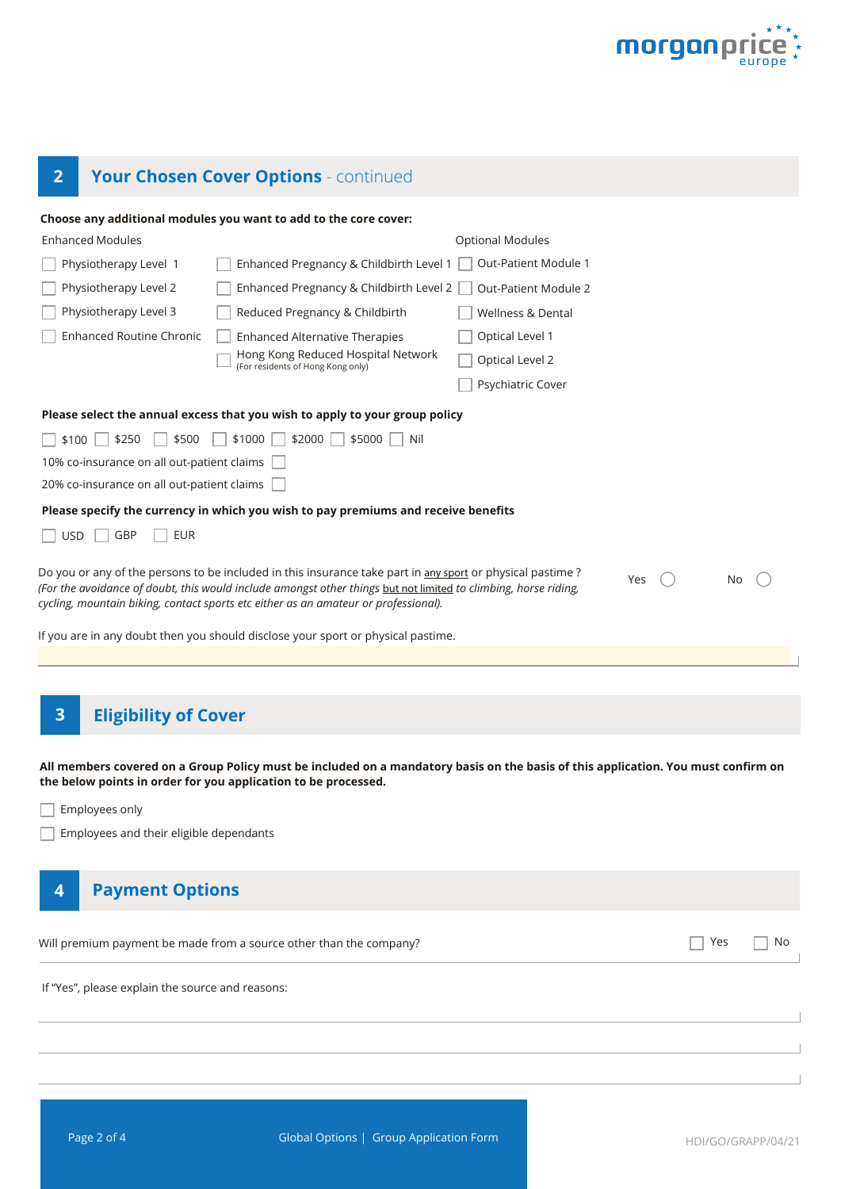## 2 Your Chosen Cover Options - continued

**Choose any additional modules you want to add to the core cover:**

| Enhanced Modules | | Optional Modules |
|---|---|---|
| ☐ Physiotherapy Level 1 | ☐ Enhanced Pregnancy & Childbirth Level 1 | ☐ Out-Patient Module 1 |
| ☐ Physiotherapy Level 2 | ☐ Enhanced Pregnancy & Childbirth Level 2 | ☐ Out-Patient Module 2 |
| ☐ Physiotherapy Level 3 | ☐ Reduced Pregnancy & Childbirth | ☐ Wellness & Dental |
| ☐ Enhanced Routine Chronic | ☐ Enhanced Alternative Therapies | ☐ Optical Level 1 |
| | ☐ Hong Kong Reduced Hospital Network (For residents of Hong Kong only) | ☐ Optical Level 2 |
| | | ☐ Psychiatric Cover |

**Please select the annual excess that you wish to apply to your group policy**

☐ $100 ☐ $250 ☐ $500 ☐ $1000 ☐ $2000 ☐ $5000 ☐ Nil

10% co-insurance on all out-patient claims ☐

20% co-insurance on all out-patient claims ☐

**Please specify the currency in which you wish to pay premiums and receive benefits**

☐ USD ☐ GBP ☐ EUR

Do you or any of the persons to be included in this insurance take part in any sport or physical pastime ? *(For the avoidance of doubt, this would include amongst other things but not limited to climbing, horse riding, cycling, mountain biking, contact sports etc either as an amateur or professional).* Yes ○ No ○

If you are in any doubt then you should disclose your sport or physical pastime.

## 3 Eligibility of Cover

**All members covered on a Group Policy must be included on a mandatory basis on the basis of this application. You must confirm on the below points in order for you application to be processed.**

☐ Employees only

☐ Employees and their eligible dependants

## 4 Payment Options

Will premium payment be made from a source other than the company? ☐ Yes ☐ No

If "Yes", please explain the source and reasons:

HDI/GO/GRAPP/04/21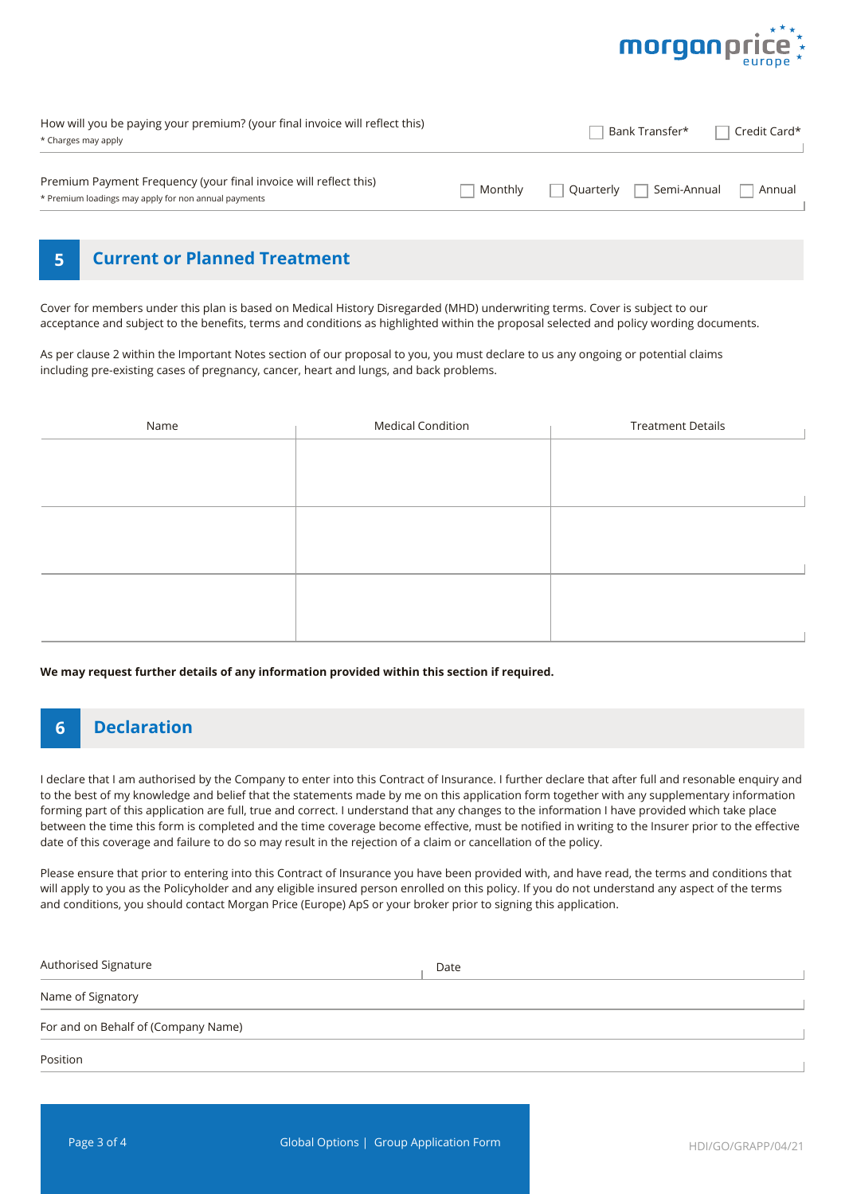How will you be paying your premium? (your final invoice will reflect this)
* Charges may apply

☐ Bank Transfer* ☐ Credit Card*

Premium Payment Frequency (your final invoice will reflect this)
* Premium loadings may apply for non annual payments

☐ Monthly ☐ Quarterly ☐ Semi-Annual ☐ Annual

## 5 Current or Planned Treatment

Cover for members under this plan is based on Medical History Disregarded (MHD) underwriting terms. Cover is subject to our acceptance and subject to the benefits, terms and conditions as highlighted within the proposal selected and policy wording documents.

As per clause 2 within the Important Notes section of our proposal to you, you must declare to us any ongoing or potential claims including pre-existing cases of pregnancy, cancer, heart and lungs, and back problems.

| Name | Medical Condition | Treatment Details |
|---|---|---|
| | | |
| | | |
| | | |

**We may request further details of any information provided within this section if required.**

## 6 Declaration

I declare that I am authorised by the Company to enter into this Contract of Insurance. I further declare that after full and resonable enquiry and to the best of my knowledge and belief that the statements made by me on this application form together with any supplementary information forming part of this application are full, true and correct. I understand that any changes to the information I have provided which take place between the time this form is completed and the time coverage become effective, must be notified in writing to the Insurer prior to the effective date of this coverage and failure to do so may result in the rejection of a claim or cancellation of the policy.

Please ensure that prior to entering into this Contract of Insurance you have been provided with, and have read, the terms and conditions that will apply to you as the Policyholder and any eligible insured person enrolled on this policy. If you do not understand any aspect of the terms and conditions, you should contact Morgan Price (Europe) ApS or your broker prior to signing this application.

Authorised Signature ______________________ Date ______________________

Name of Signatory ______________________

For and on Behalf of (Company Name) ______________________

Position ______________________

Global Options | Group Application Form

HDI/GO/GRAPP/04/21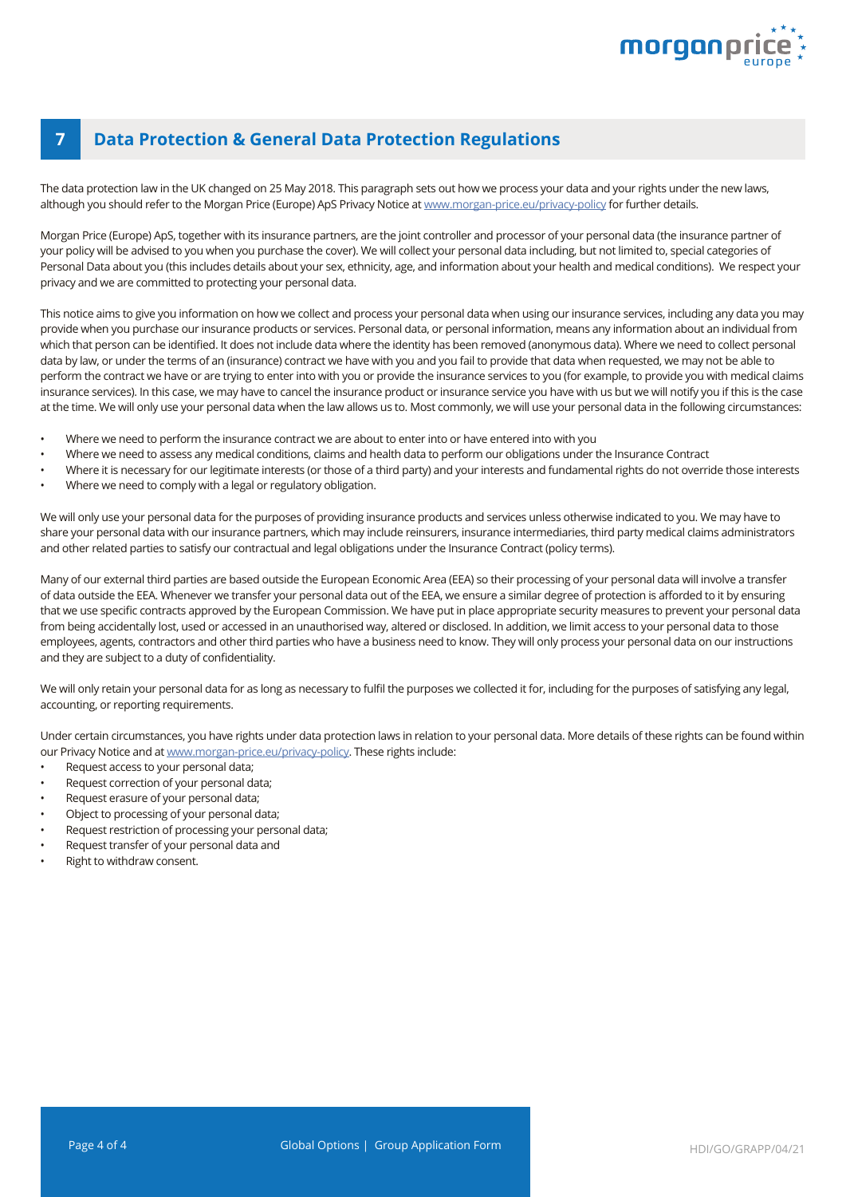## 7 Data Protection & General Data Protection Regulations

The data protection law in the UK changed on 25 May 2018. This paragraph sets out how we process your data and your rights under the new laws, although you should refer to the Morgan Price (Europe) ApS Privacy Notice at www.morgan-price.eu/privacy-policy for further details.

Morgan Price (Europe) ApS, together with its insurance partners, are the joint controller and processor of your personal data (the insurance partner of your policy will be advised to you when you purchase the cover). We will collect your personal data including, but not limited to, special categories of Personal Data about you (this includes details about your sex, ethnicity, age, and information about your health and medical conditions). We respect your privacy and we are committed to protecting your personal data.

This notice aims to give you information on how we collect and process your personal data when using our insurance services, including any data you may provide when you purchase our insurance products or services. Personal data, or personal information, means any information about an individual from which that person can be identified. It does not include data where the identity has been removed (anonymous data). Where we need to collect personal data by law, or under the terms of an (insurance) contract we have with you and you fail to provide that data when requested, we may not be able to perform the contract we have or are trying to enter into with you or provide the insurance services to you (for example, to provide you with medical claims insurance services). In this case, we may have to cancel the insurance product or insurance service you have with us but we will notify you if this is the case at the time. We will only use your personal data when the law allows us to. Most commonly, we will use your personal data in the following circumstances:

- Where we need to perform the insurance contract we are about to enter into or have entered into with you
- Where we need to assess any medical conditions, claims and health data to perform our obligations under the Insurance Contract
- Where it is necessary for our legitimate interests (or those of a third party) and your interests and fundamental rights do not override those interests
- Where we need to comply with a legal or regulatory obligation.

We will only use your personal data for the purposes of providing insurance products and services unless otherwise indicated to you. We may have to share your personal data with our insurance partners, which may include reinsurers, insurance intermediaries, third party medical claims administrators and other related parties to satisfy our contractual and legal obligations under the Insurance Contract (policy terms).

Many of our external third parties are based outside the European Economic Area (EEA) so their processing of your personal data will involve a transfer of data outside the EEA. Whenever we transfer your personal data out of the EEA, we ensure a similar degree of protection is afforded to it by ensuring that we use specific contracts approved by the European Commission. We have put in place appropriate security measures to prevent your personal data from being accidentally lost, used or accessed in an unauthorised way, altered or disclosed. In addition, we limit access to your personal data to those employees, agents, contractors and other third parties who have a business need to know. They will only process your personal data on our instructions and they are subject to a duty of confidentiality.

We will only retain your personal data for as long as necessary to fulfil the purposes we collected it for, including for the purposes of satisfying any legal, accounting, or reporting requirements.

Under certain circumstances, you have rights under data protection laws in relation to your personal data. More details of these rights can be found within our Privacy Notice and at www.morgan-price.eu/privacy-policy. These rights include:

- Request access to your personal data;
- Request correction of your personal data;
- Request erasure of your personal data;
- Object to processing of your personal data;
- Request restriction of processing your personal data;
- Request transfer of your personal data and
- Right to withdraw consent.